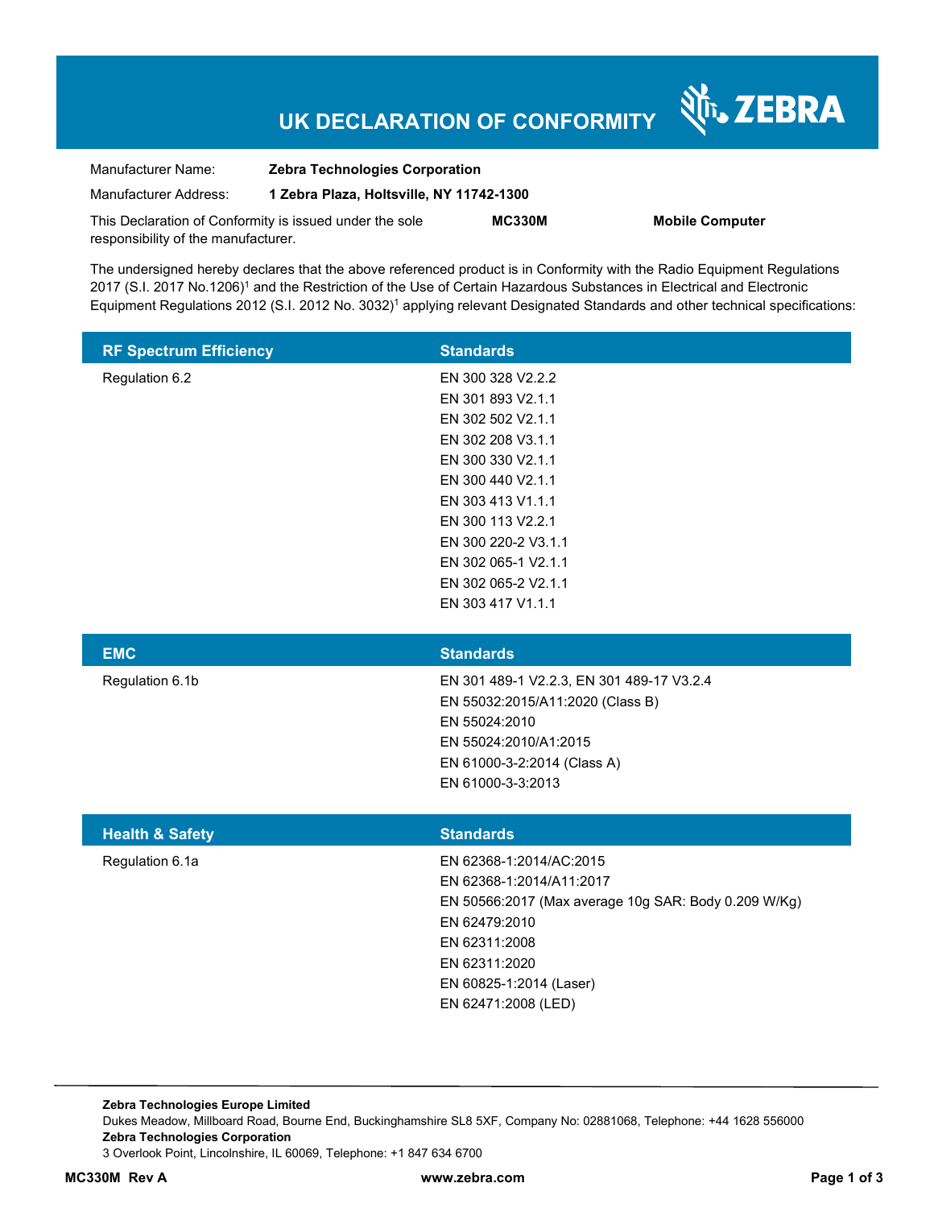# UK DECLARATION OF CONFORMITY

ZEBRA

| | |
|---|---|
| Manufacturer Name: | **Zebra Technologies Corporation** |
| Manufacturer Address: | **1 Zebra Plaza, Holtsville, NY 11742-1300** |

This Declaration of Conformity is issued under the sole responsibility of the manufacturer. **MC330M** **Mobile Computer**

The undersigned hereby declares that the above referenced product is in Conformity with the Radio Equipment Regulations 2017 (S.I. 2017 No.1206)[1] and the Restriction of the Use of Certain Hazardous Substances in Electrical and Electronic Equipment Regulations 2012 (S.I. 2012 No. 3032)[1] applying relevant Designated Standards and other technical specifications:

| RF Spectrum Efficiency | Standards |
|---|---|
| Regulation 6.2 | EN 300 328 V2.2.2 |
| | EN 301 893 V2.1.1 |
| | EN 302 502 V2.1.1 |
| | EN 302 208 V3.1.1 |
| | EN 300 330 V2.1.1 |
| | EN 300 440 V2.1.1 |
| | EN 303 413 V1.1.1 |
| | EN 300 113 V2.2.1 |
| | EN 300 220-2 V3.1.1 |
| | EN 302 065-1 V2.1.1 |
| | EN 302 065-2 V2.1.1 |
| | EN 303 417 V1.1.1 |

| EMC | Standards |
|---|---|
| Regulation 6.1b | EN 301 489-1 V2.2.3, EN 301 489-17 V3.2.4 |
| | EN 55032:2015/A11:2020 (Class B) |
| | EN 55024:2010 |
| | EN 55024:2010/A1:2015 |
| | EN 61000-3-2:2014 (Class A) |
| | EN 61000-3-3:2013 |

| Health & Safety | Standards |
|---|---|
| Regulation 6.1a | EN 62368-1:2014/AC:2015 |
| | EN 62368-1:2014/A11:2017 |
| | EN 50566:2017 (Max average 10g SAR: Body 0.209 W/Kg) |
| | EN 62479:2010 |
| | EN 62311:2008 |
| | EN 62311:2020 |
| | EN 60825-1:2014 (Laser) |
| | EN 62471:2008 (LED) |

**Zebra Technologies Europe Limited**
Dukes Meadow, Millboard Road, Bourne End, Buckinghamshire SL8 5XF, Company No: 02881068, Telephone: +44 1628 556000
**Zebra Technologies Corporation**
3 Overlook Point, Lincolnshire, IL 60069, Telephone: +1 847 634 6700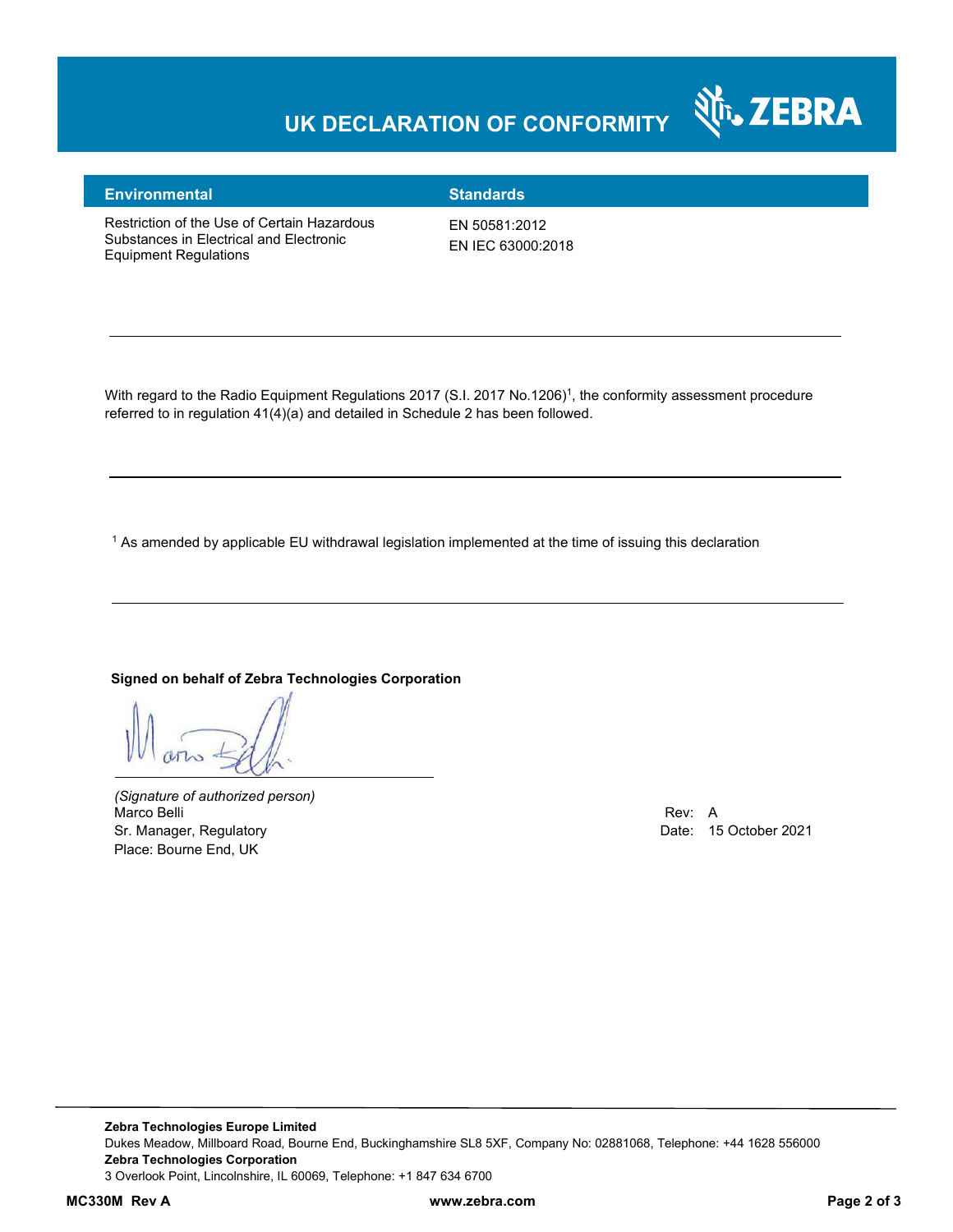# UK DECLARATION OF CONFORMITY

| Environmental | Standards |
| --- | --- |
| Restriction of the Use of Certain Hazardous Substances in Electrical and Electronic Equipment Regulations | EN 50581:2012<br>EN IEC 63000:2018 |

---

With regard to the Radio Equipment Regulations 2017 (S.I. 2017 No.1206)[1], the conformity assessment procedure referred to in regulation 41(4)(a) and detailed in Schedule 2 has been followed.

---

[1] As amended by applicable EU withdrawal legislation implemented at the time of issuing this declaration

---

**Signed on behalf of Zebra Technologies Corporation**

*(Signature of authorized person)*
Marco Belli
Sr. Manager, Regulatory
Place: Bourne End, UK

Rev: A
Date: 15 October 2021

**Zebra Technologies Europe Limited**
Dukes Meadow, Millboard Road, Bourne End, Buckinghamshire SL8 5XF, Company No: 02881068, Telephone: +44 1628 556000
**Zebra Technologies Corporation**
3 Overlook Point, Lincolnshire, IL 60069, Telephone: +1 847 634 6700

**MC330M Rev A** **www.zebra.com**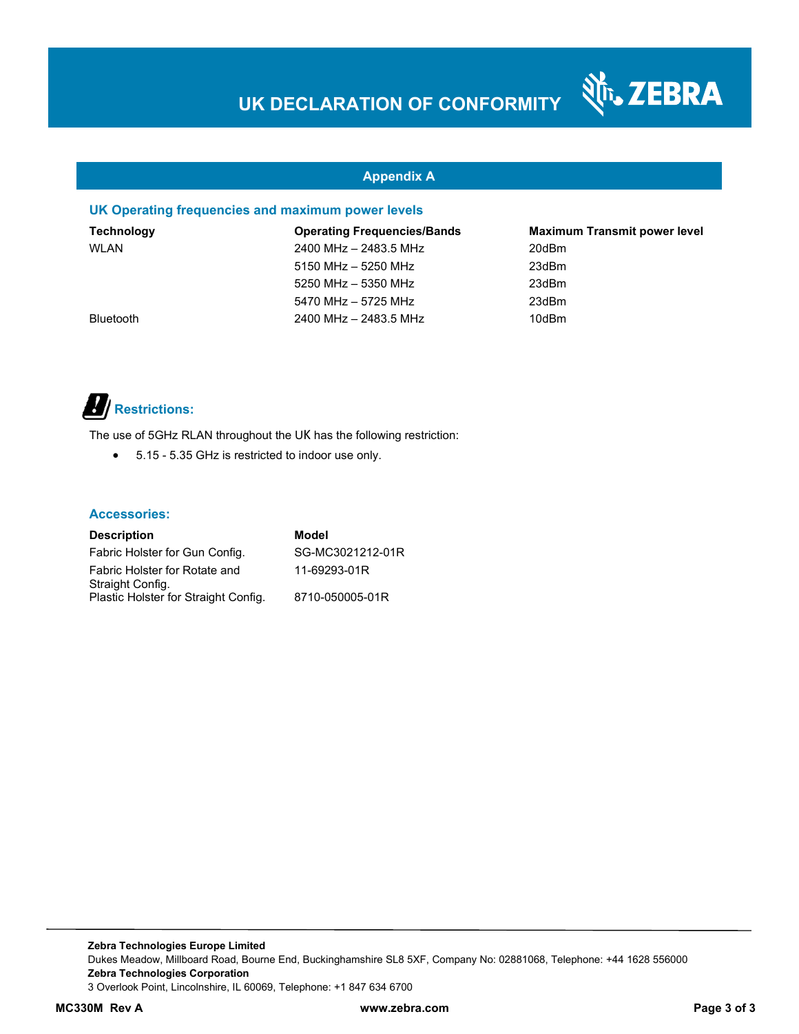# UK DECLARATION OF CONFORMITY

## Appendix A

### UK Operating frequencies and maximum power levels

| Technology | Operating Frequencies/Bands | Maximum Transmit power level |
|---|---|---|
| WLAN | 2400 MHz – 2483.5 MHz | 20dBm |
| | 5150 MHz – 5250 MHz | 23dBm |
| | 5250 MHz – 5350 MHz | 23dBm |
| | 5470 MHz – 5725 MHz | 23dBm |
| Bluetooth | 2400 MHz – 2483.5 MHz | 10dBm |

### Restrictions:

The use of 5GHz RLAN throughout the UK has the following restriction:

- 5.15 - 5.35 GHz is restricted to indoor use only.

### Accessories:

| Description | Model |
|---|---|
| Fabric Holster for Gun Config. | SG-MC3021212-01R |
| Fabric Holster for Rotate and Straight Config. | 11-69293-01R |
| Plastic Holster for Straight Config. | 8710-050005-01R |

**Zebra Technologies Europe Limited**
Dukes Meadow, Millboard Road, Bourne End, Buckinghamshire SL8 5XF, Company No: 02881068, Telephone: +44 1628 556000
**Zebra Technologies Corporation**
3 Overlook Point, Lincolnshire, IL 60069, Telephone: +1 847 634 6700

**MC330M Rev A** **www.zebra.com**